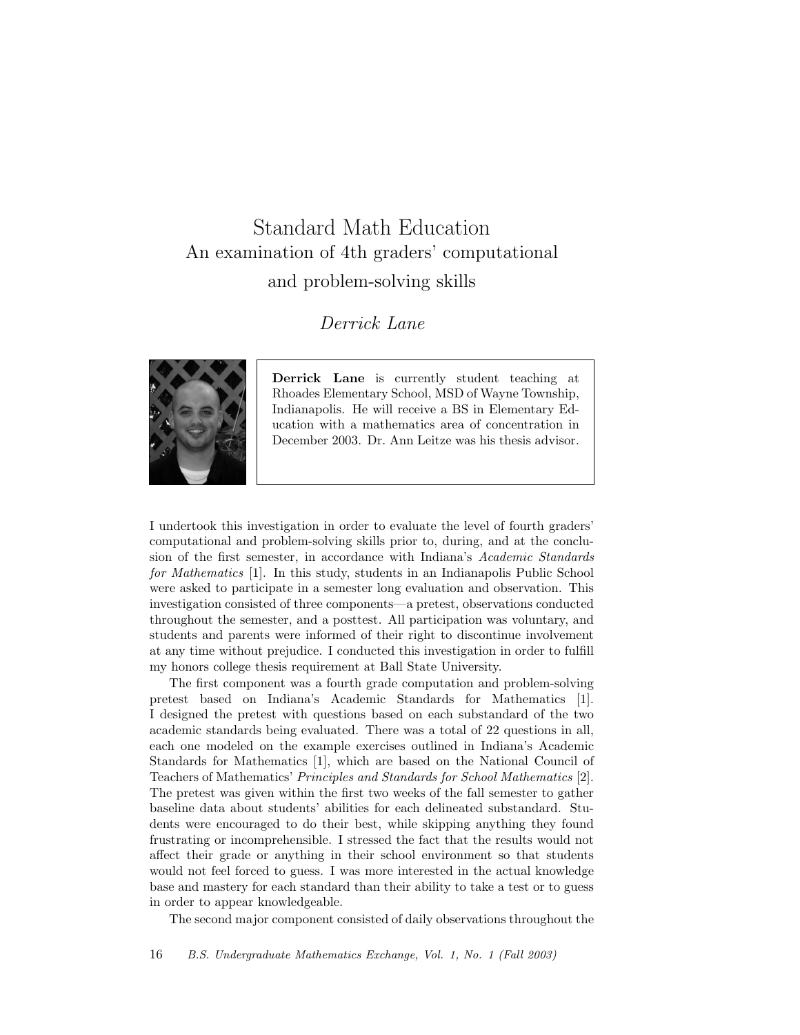# Standard Math Education

## An examination of 4th graders' computational and problem-solving skills

*Derrick Lane*

**Derrick Lane** is currently student teaching at Rhoades Elementary School, MSD of Wayne Township, Indianapolis. He will receive a BS in Elementary Education with a mathematics area of concentration in December 2003. Dr. Ann Leitze was his thesis advisor.

I undertook this investigation in order to evaluate the level of fourth graders' computational and problem-solving skills prior to, during, and at the conclusion of the first semester, in accordance with Indiana's *Academic Standards for Mathematics* [1]. In this study, students in an Indianapolis Public School were asked to participate in a semester long evaluation and observation. This investigation consisted of three components—a pretest, observations conducted throughout the semester, and a posttest. All participation was voluntary, and students and parents were informed of their right to discontinue involvement at any time without prejudice. I conducted this investigation in order to fulfill my honors college thesis requirement at Ball State University.

The first component was a fourth grade computation and problem-solving pretest based on Indiana's Academic Standards for Mathematics [1]. I designed the pretest with questions based on each substandard of the two academic standards being evaluated. There was a total of 22 questions in all, each one modeled on the example exercises outlined in Indiana's Academic Standards for Mathematics [1], which are based on the National Council of Teachers of Mathematics' *Principles and Standards for School Mathematics* [2]. The pretest was given within the first two weeks of the fall semester to gather baseline data about students' abilities for each delineated substandard. Students were encouraged to do their best, while skipping anything they found frustrating or incomprehensible. I stressed the fact that the results would not affect their grade or anything in their school environment so that students would not feel forced to guess. I was more interested in the actual knowledge base and mastery for each standard than their ability to take a test or to guess in order to appear knowledgeable.

The second major component consisted of daily observations throughout the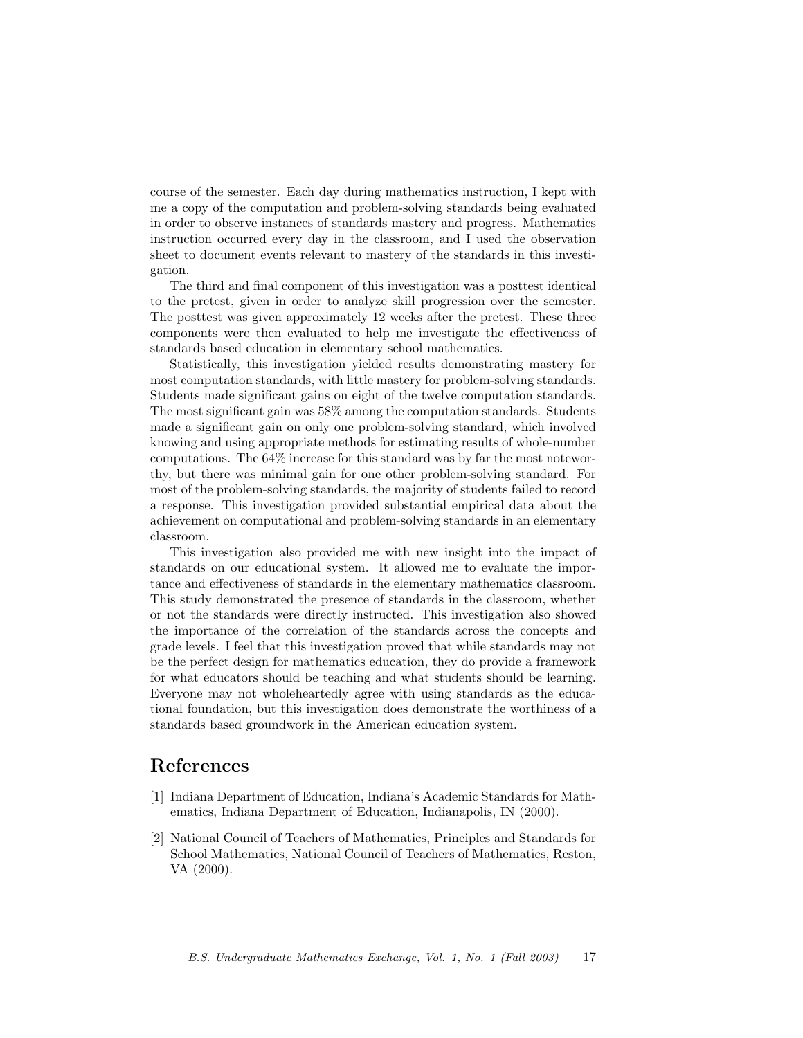course of the semester. Each day during mathematics instruction, I kept with me a copy of the computation and problem-solving standards being evaluated in order to observe instances of standards mastery and progress. Mathematics instruction occurred every day in the classroom, and I used the observation sheet to document events relevant to mastery of the standards in this investigation.

The third and final component of this investigation was a posttest identical to the pretest, given in order to analyze skill progression over the semester. The posttest was given approximately 12 weeks after the pretest. These three components were then evaluated to help me investigate the effectiveness of standards based education in elementary school mathematics.

Statistically, this investigation yielded results demonstrating mastery for most computation standards, with little mastery for problem-solving standards. Students made significant gains on eight of the twelve computation standards. The most significant gain was 58% among the computation standards. Students made a significant gain on only one problem-solving standard, which involved knowing and using appropriate methods for estimating results of whole-number computations. The 64% increase for this standard was by far the most noteworthy, but there was minimal gain for one other problem-solving standard. For most of the problem-solving standards, the majority of students failed to record a response. This investigation provided substantial empirical data about the achievement on computational and problem-solving standards in an elementary classroom.

This investigation also provided me with new insight into the impact of standards on our educational system. It allowed me to evaluate the importance and effectiveness of standards in the elementary mathematics classroom. This study demonstrated the presence of standards in the classroom, whether or not the standards were directly instructed. This investigation also showed the importance of the correlation of the standards across the concepts and grade levels. I feel that this investigation proved that while standards may not be the perfect design for mathematics education, they do provide a framework for what educators should be teaching and what students should be learning. Everyone may not wholeheartedly agree with using standards as the educational foundation, but this investigation does demonstrate the worthiness of a standards based groundwork in the American education system.

## References

[1] Indiana Department of Education, Indiana's Academic Standards for Mathematics, Indiana Department of Education, Indianapolis, IN (2000).

[2] National Council of Teachers of Mathematics, Principles and Standards for School Mathematics, National Council of Teachers of Mathematics, Reston, VA (2000).